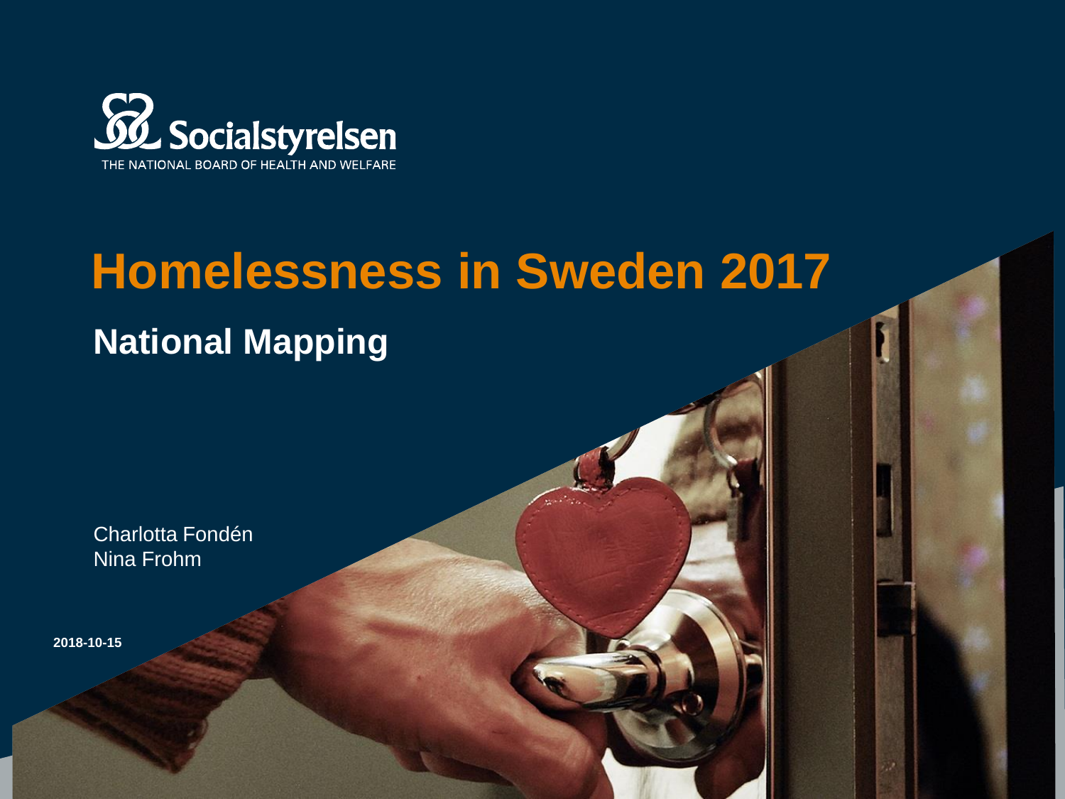Socialstyrelsen
THE NATIONAL BOARD OF HEALTH AND WELFARE

# Homelessness in Sweden 2017

## National Mapping

Charlotta Fondén
Nina Frohm

**2018-10-15**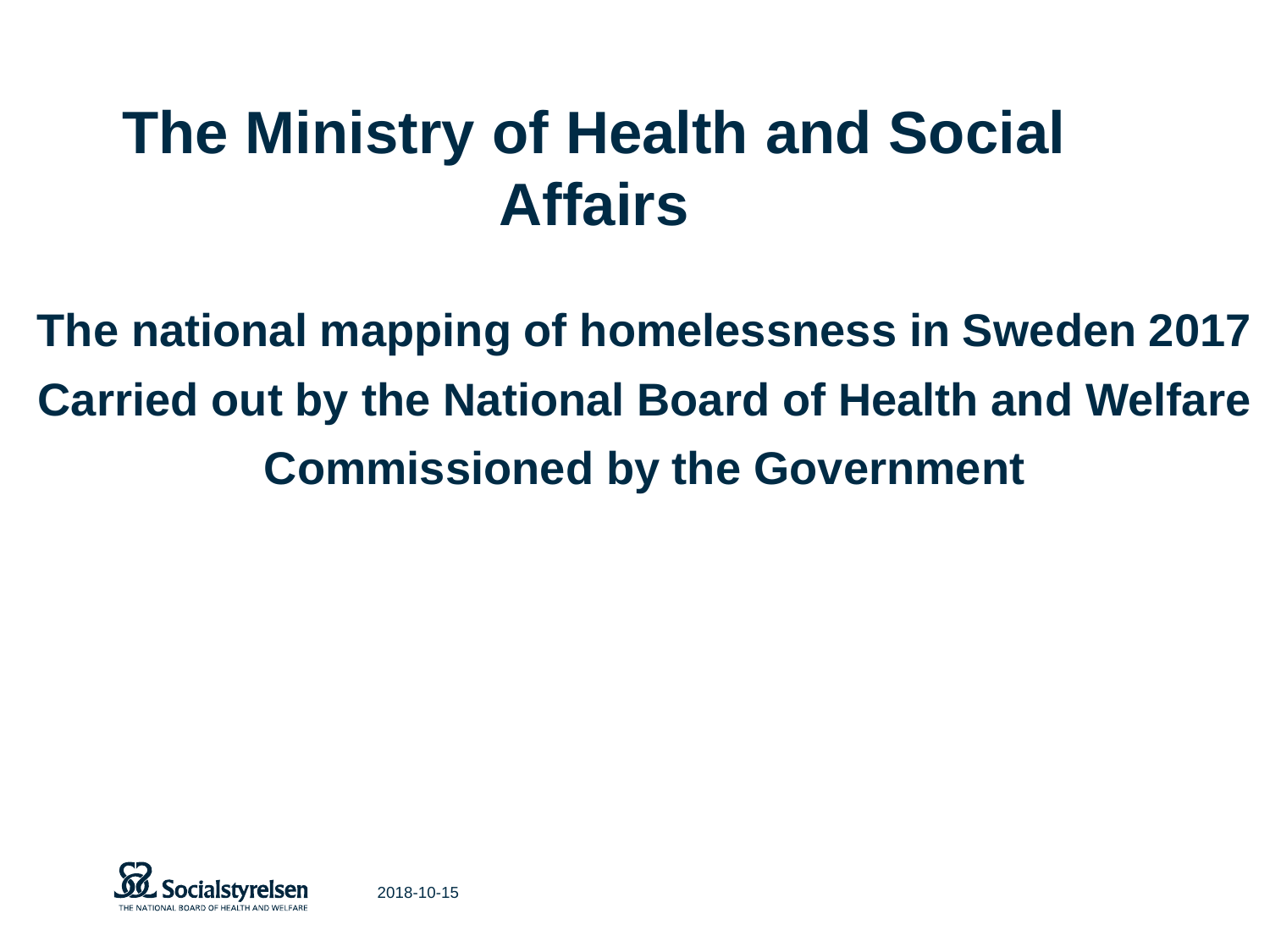# The Ministry of Health and Social Affairs

**The national mapping of homelessness in Sweden 2017**

**Carried out by the National Board of Health and Welfare**

**Commissioned by the Government**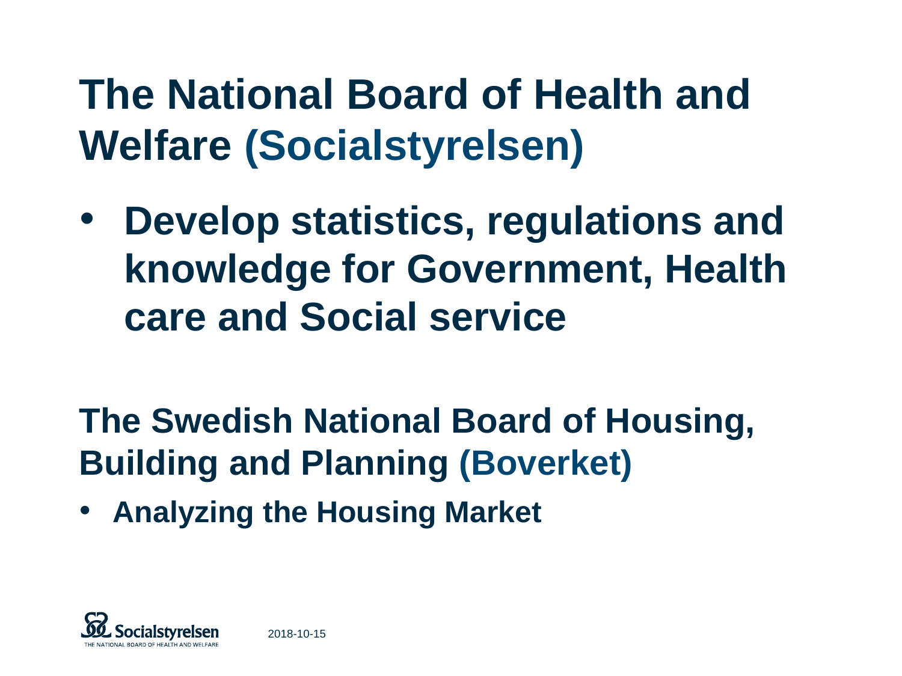# The National Board of Health and Welfare (Socialstyrelsen)

- **Develop statistics, regulations and knowledge for Government, Health care and Social service**

# The Swedish National Board of Housing, Building and Planning (Boverket)

- **Analyzing the Housing Market**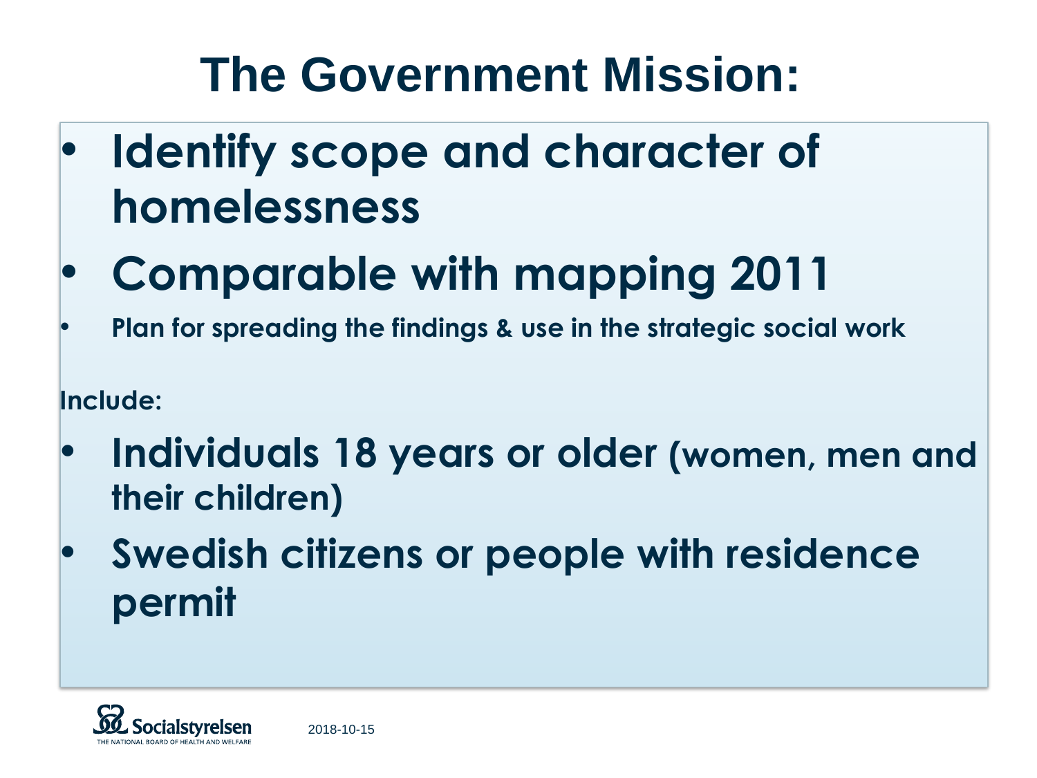# The Government Mission:

- **Identify scope and character of homelessness**
- **Comparable with mapping 2011**
- **Plan for spreading the findings & use in the strategic social work**

**Include:**

- **Individuals 18 years or older (women, men and their children)**
- **Swedish citizens or people with residence permit**

2018-10-15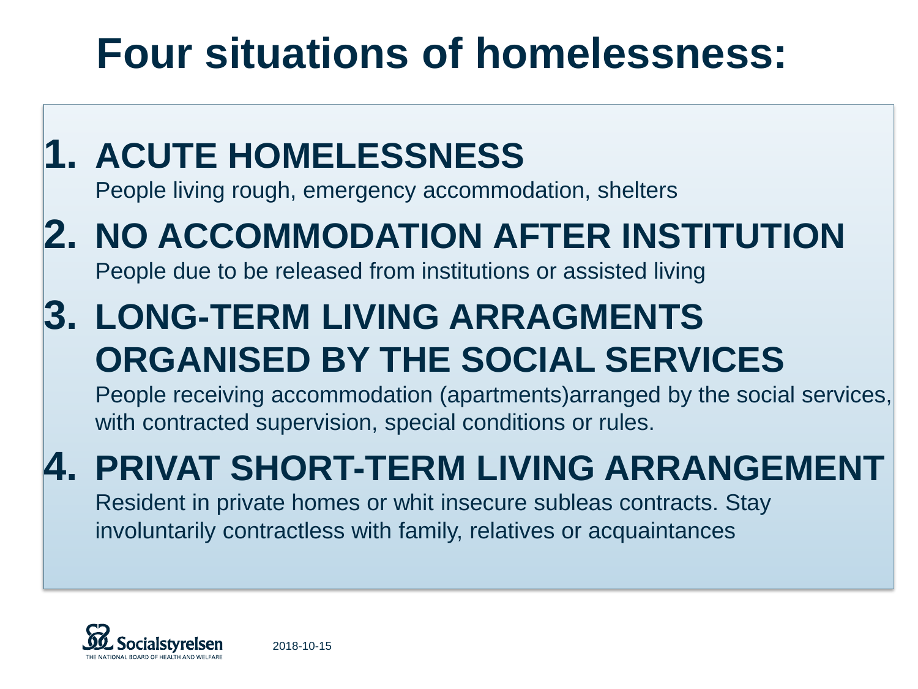# Four situations of homelessness:

1. **ACUTE HOMELESSNESS**
   People living rough, emergency accommodation, shelters
2. **NO ACCOMMODATION AFTER INSTITUTION**
   People due to be released from institutions or assisted living
3. **LONG-TERM LIVING ARRAGMENTS ORGANISED BY THE SOCIAL SERVICES**
   People receiving accommodation (apartments)arranged by the social services, with contracted supervision, special conditions or rules.
4. **PRIVAT SHORT-TERM LIVING ARRANGEMENT**
   Resident in private homes or whit insecure subleas contracts. Stay involuntarily contractless with family, relatives or acquaintances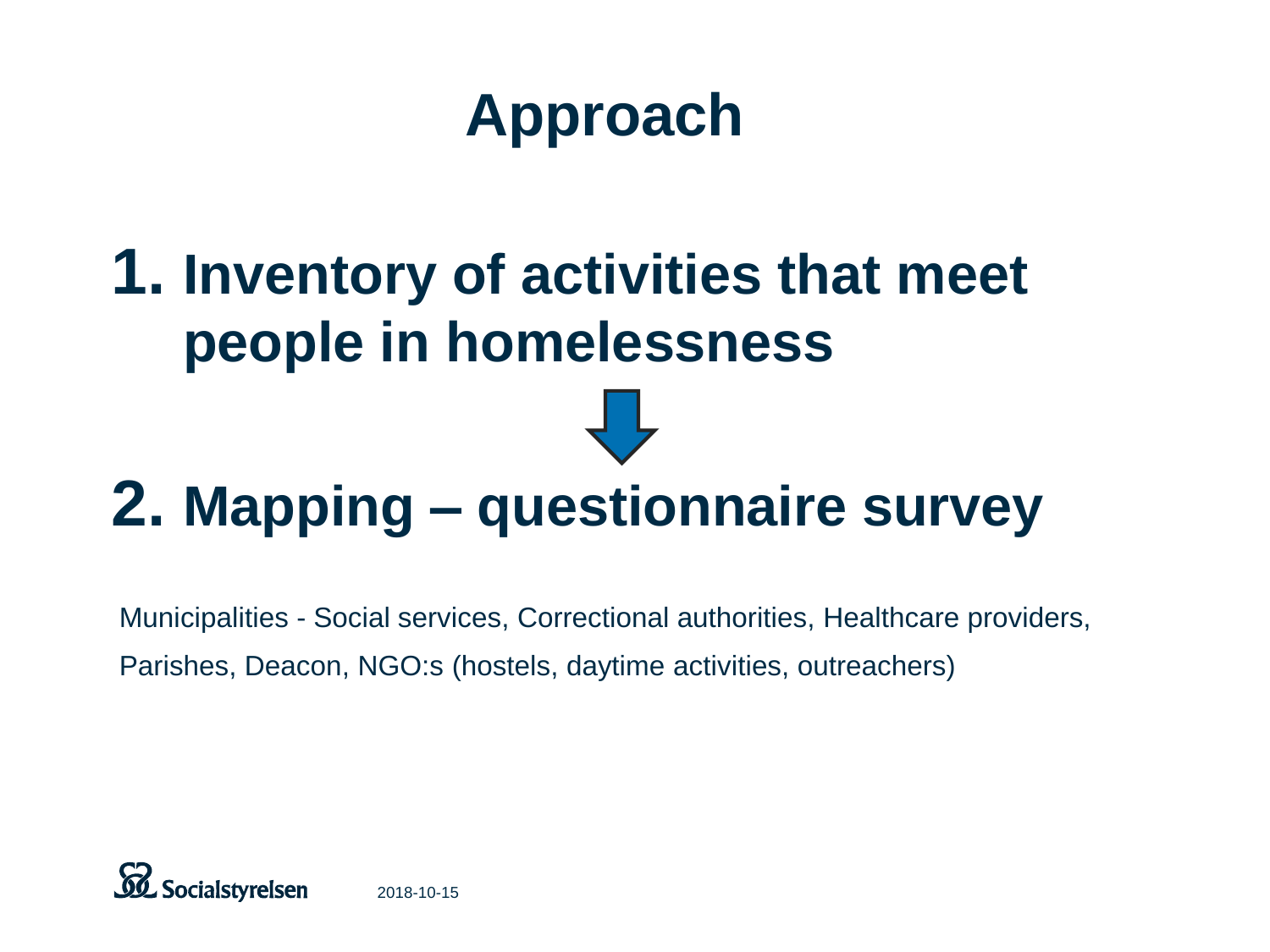# Approach

1. **Inventory of activities that meet people in homelessness**

2. **Mapping – questionnaire survey**

Municipalities - Social services, Correctional authorities, Healthcare providers, Parishes, Deacon, NGO:s (hostels, daytime activities, outreachers)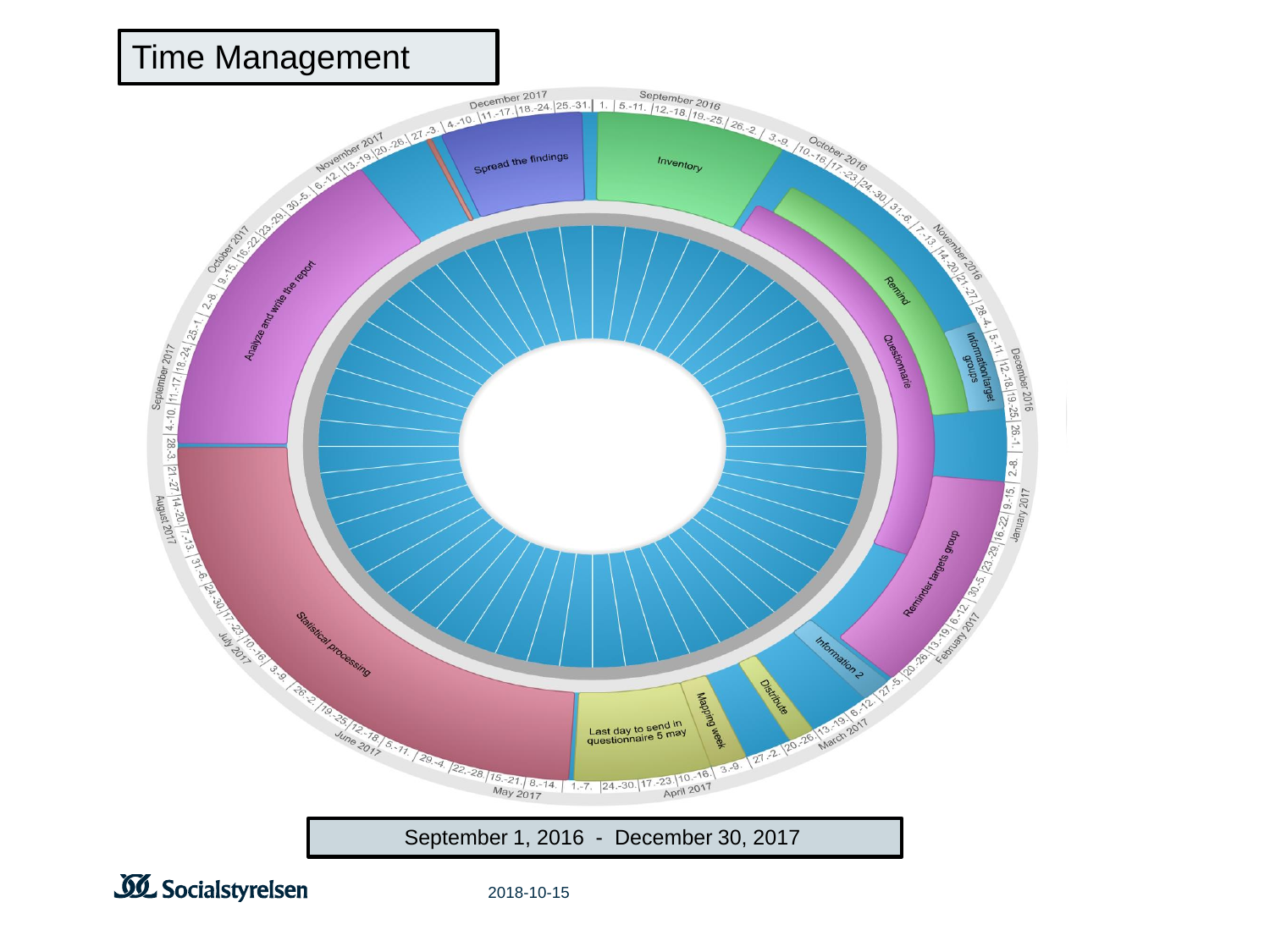# Time Management

Inventory

Remind

Information/target groups

Questionnaire

Reminder targets group

Information 2

Distribute

Mapping week

Last day to send in questionnaire 5 may

Statistical processing

Analyze and write the report

Spread the findings

September 1, 2016 - December 30, 2017

2018-10-15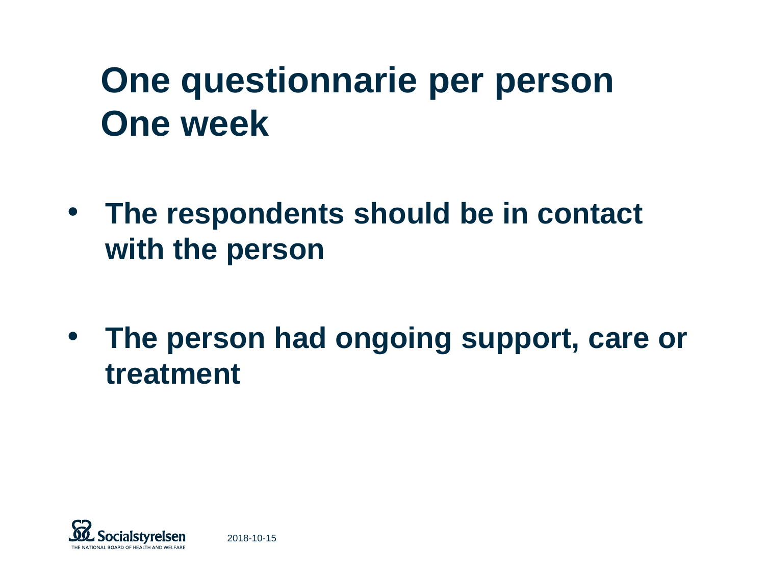# One questionnarie per person
# One week

- **The respondents should be in contact with the person**

- **The person had ongoing support, care or treatment**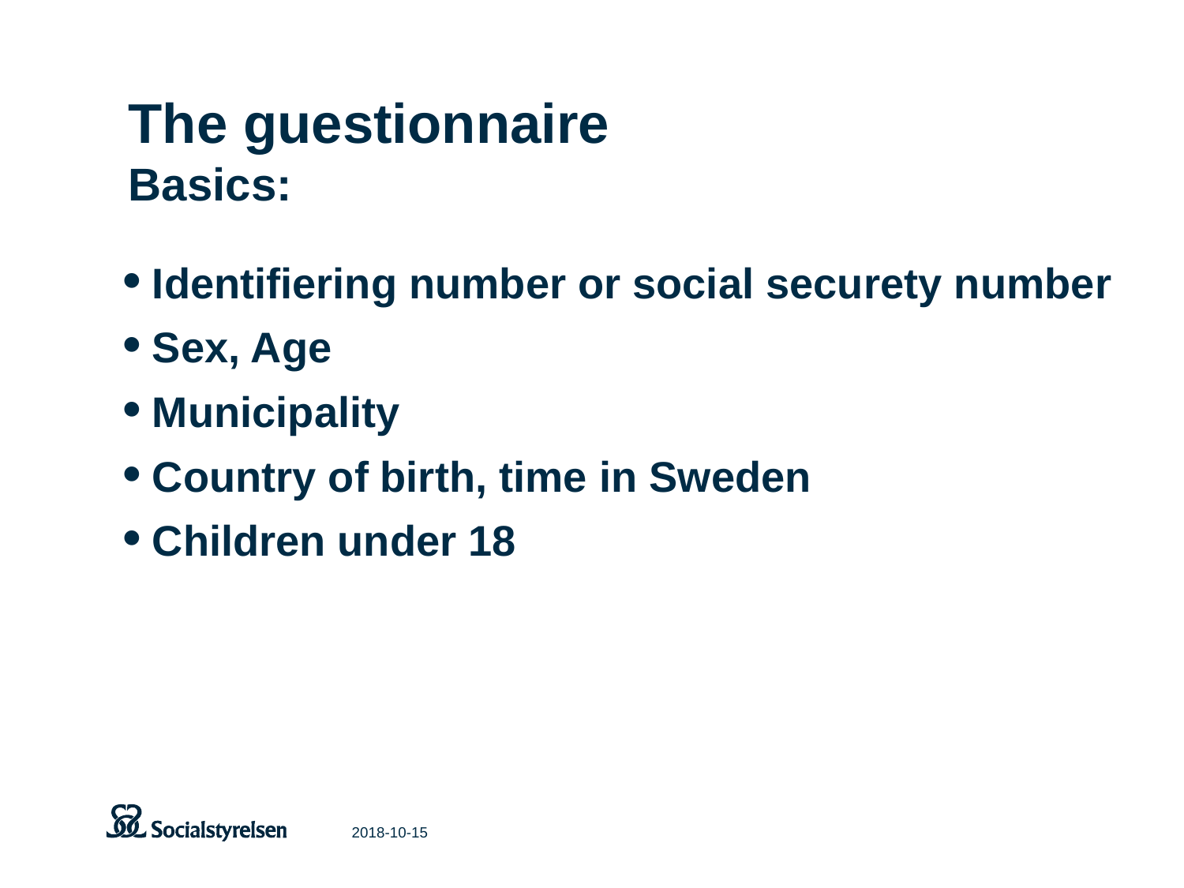# The guestionnaire

## Basics:

- Identifiering number or social securety number
- Sex, Age
- Municipality
- Country of birth, time in Sweden
- Children under 18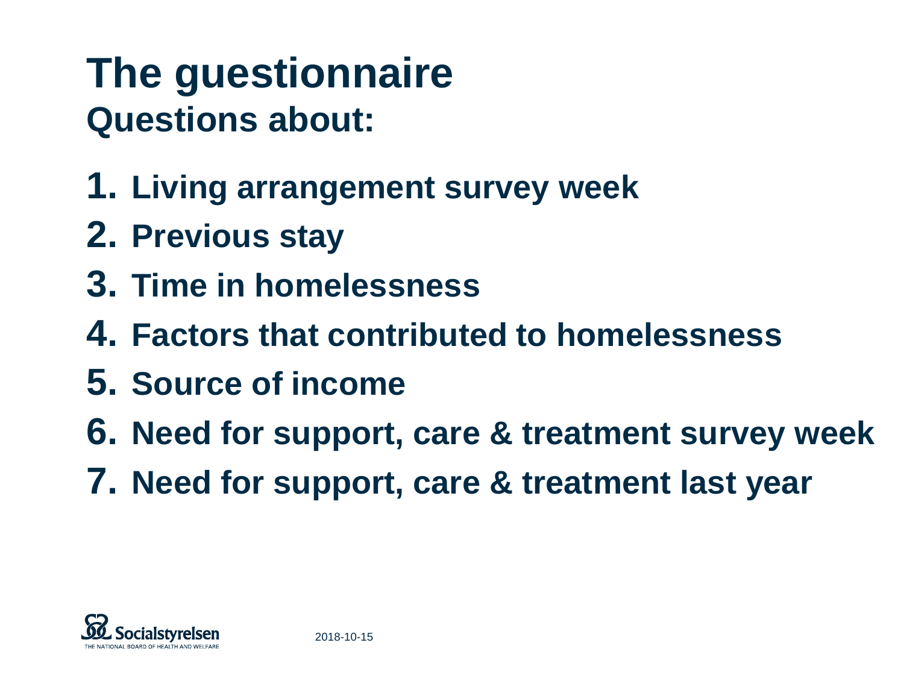# The guestionnaire

## Questions about:

1. Living arrangement survey week
2. Previous stay
3. Time in homelessness
4. Factors that contributed to homelessness
5. Source of income
6. Need for support, care & treatment survey week
7. Need for support, care & treatment last year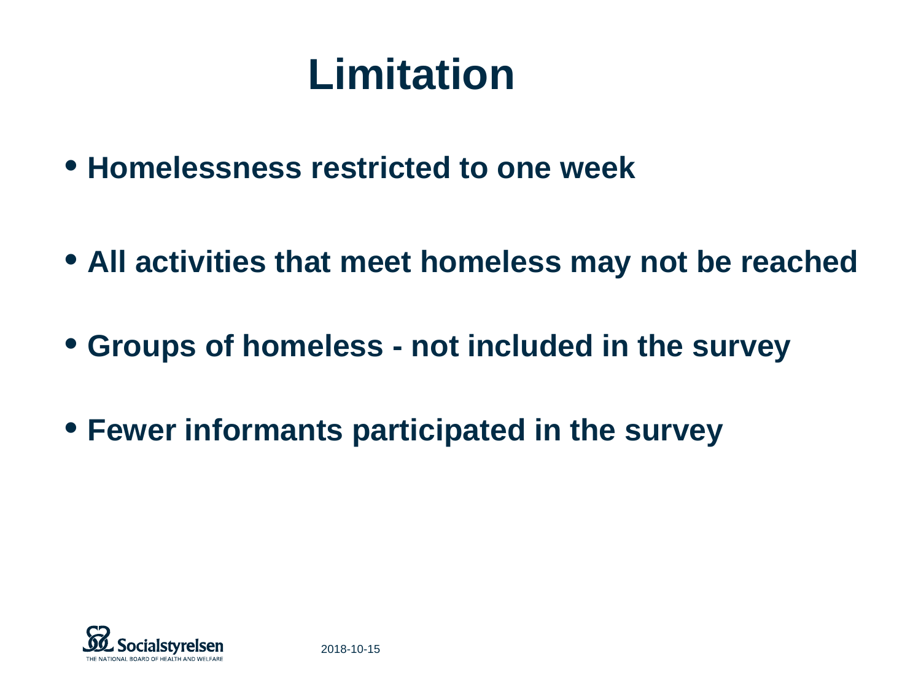# Limitation

- Homelessness restricted to one week
- All activities that meet homeless may not be reached
- Groups of homeless - not included in the survey
- Fewer informants participated in the survey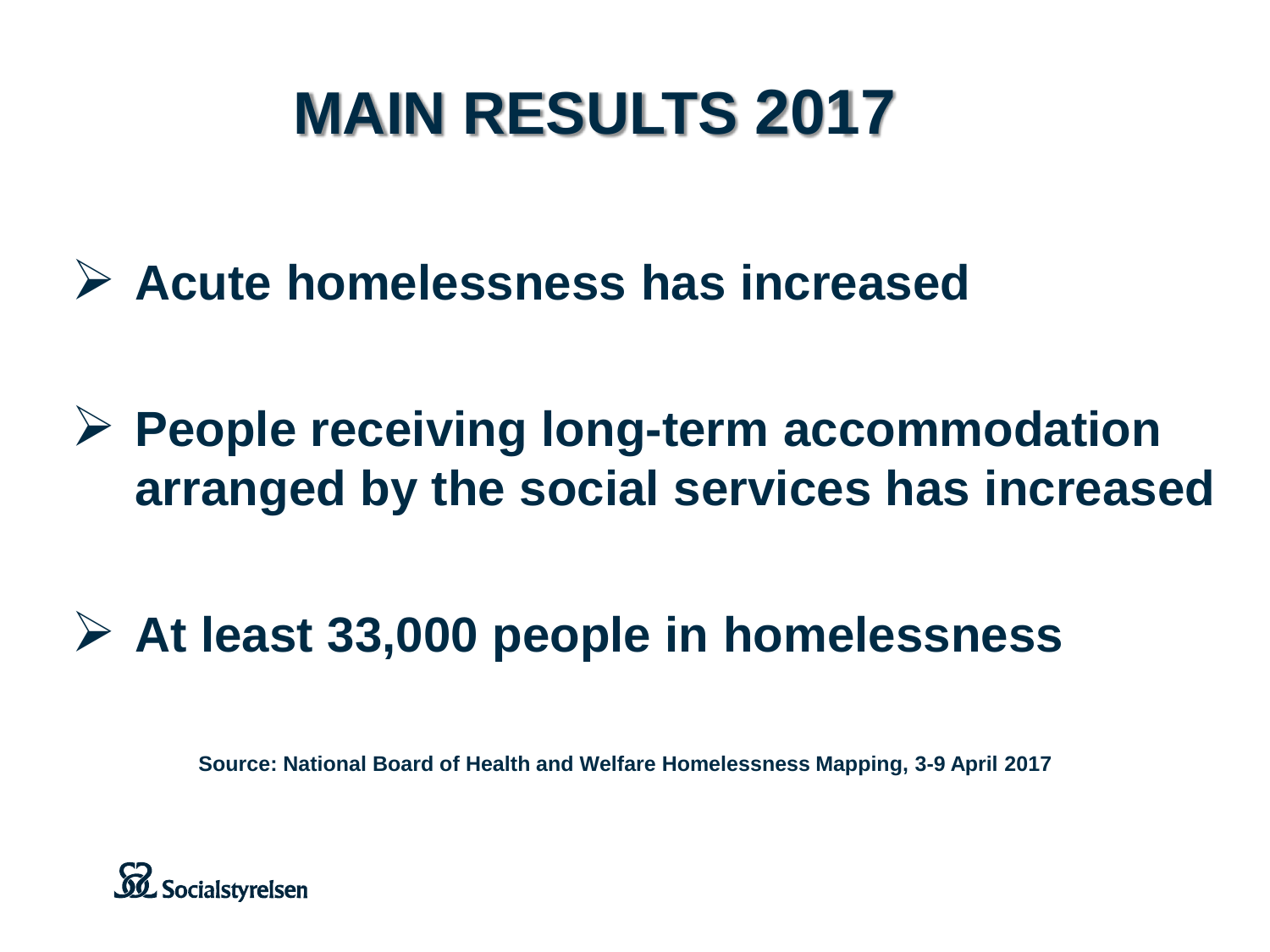# MAIN RESULTS 2017

- **Acute homelessness has increased**
- **People receiving long-term accommodation arranged by the social services has increased**
- **At least 33,000 people in homelessness**

**Source: National Board of Health and Welfare Homelessness Mapping, 3-9 April 2017**

Socialstyrelsen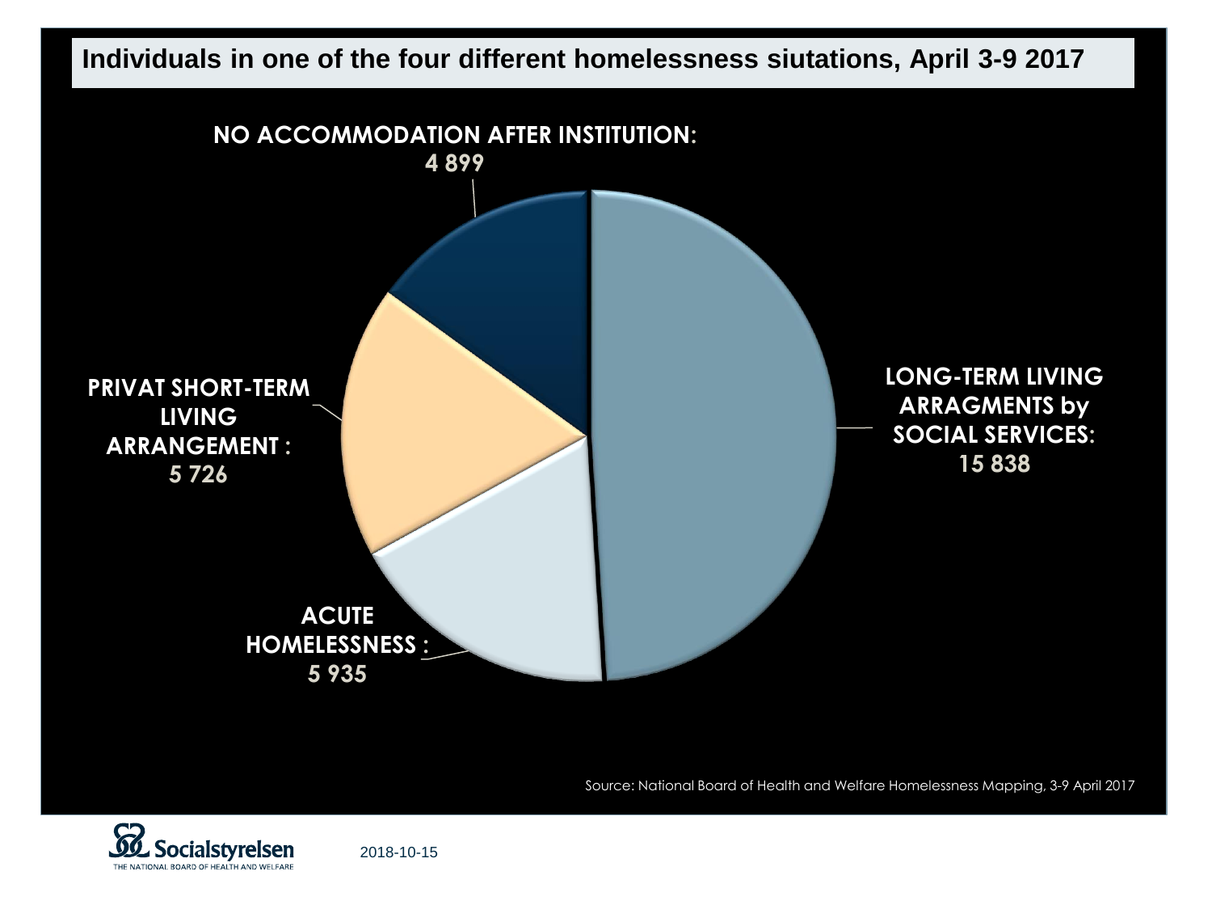# Individuals in one of the four different homelessness siutations, April 3-9 2017

**NO ACCOMMODATION AFTER INSTITUTION:**
**4 899**

**LONG-TERM LIVING ARRAGMENTS by SOCIAL SERVICES:**
**15 838**

**PRIVAT SHORT-TERM LIVING ARRANGEMENT :**
**5 726**

**ACUTE HOMELESSNESS :**
**5 935**

Source: National Board of Health and Welfare Homelessness Mapping, 3-9 April 2017

Socialstyrelsen
THE NATIONAL BOARD OF HEALTH AND WELFARE

2018-10-15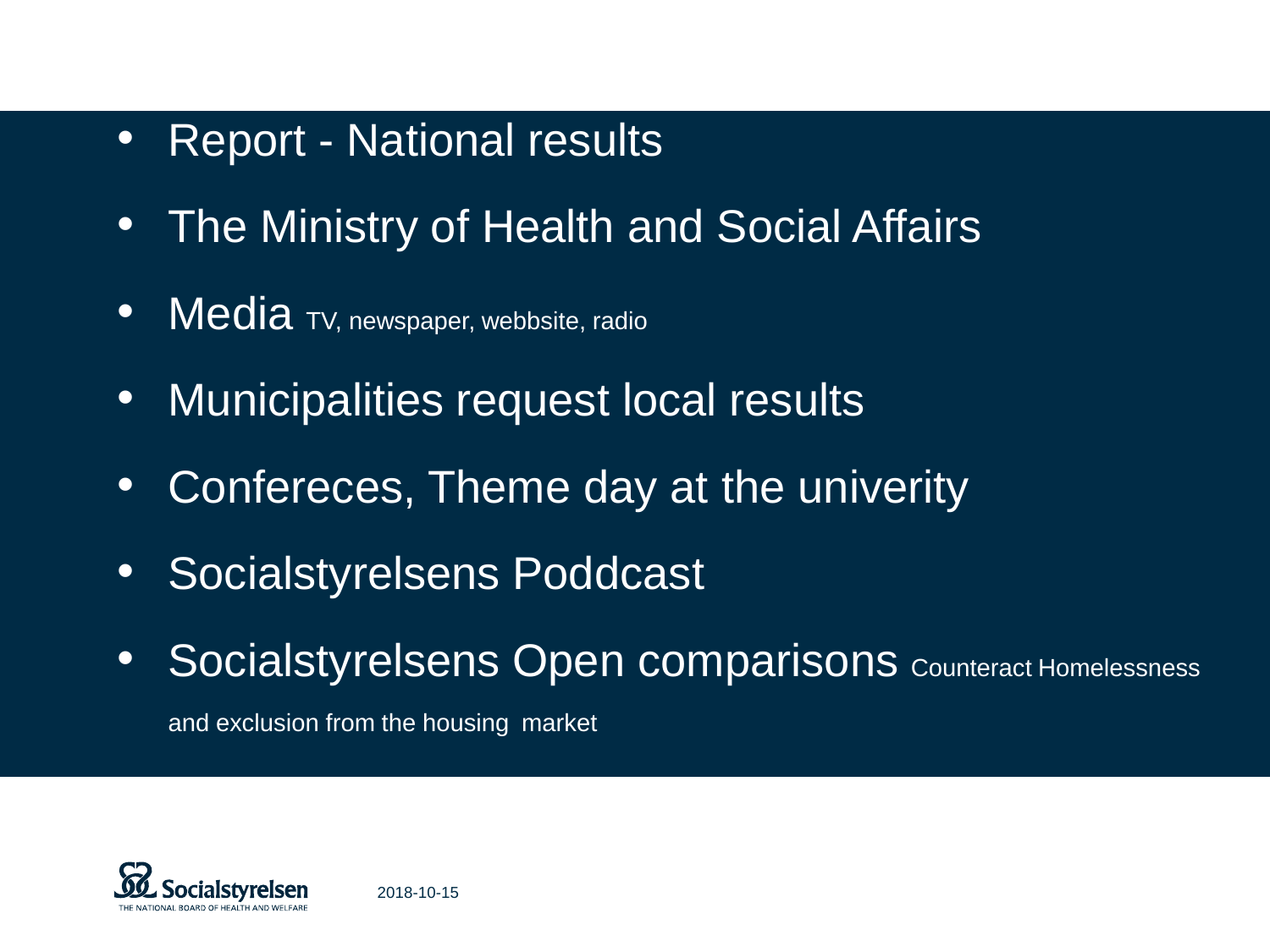- Report - National results
- The Ministry of Health and Social Affairs
- Media TV, newspaper, webbsite, radio
- Municipalities request local results
- Confereces, Theme day at the univerity
- Socialstyrelsens Poddcast
- Socialstyrelsens Open comparisons Counteract Homelessness and exclusion from the housing market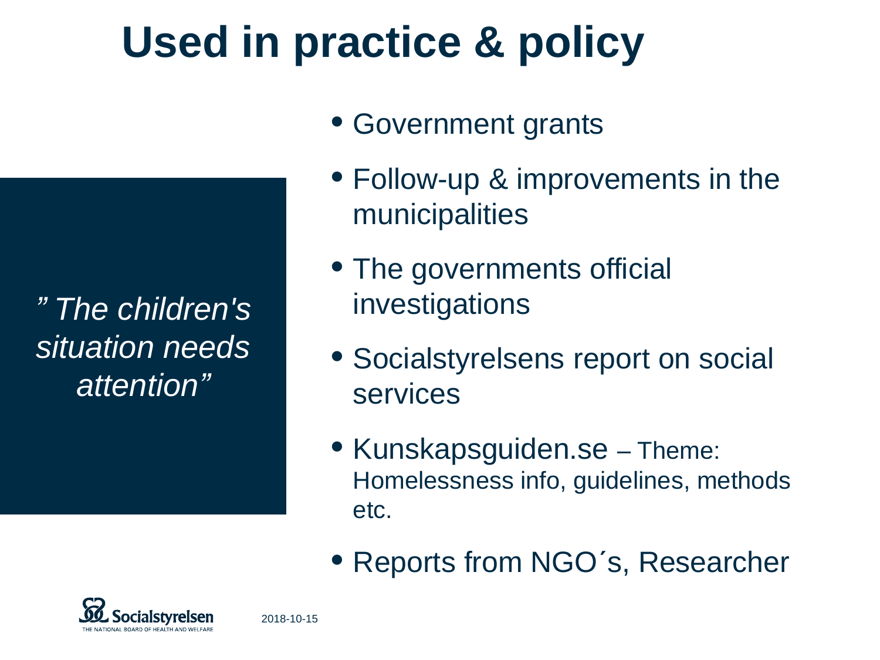# Used in practice & policy

*” The children's situation needs attention”*

- Government grants
- Follow-up & improvements in the municipalities
- The governments official investigations
- Socialstyrelsens report on social services
- Kunskapsguiden.se – Theme: Homelessness info, guidelines, methods etc.
- Reports from NGO´s, Researcher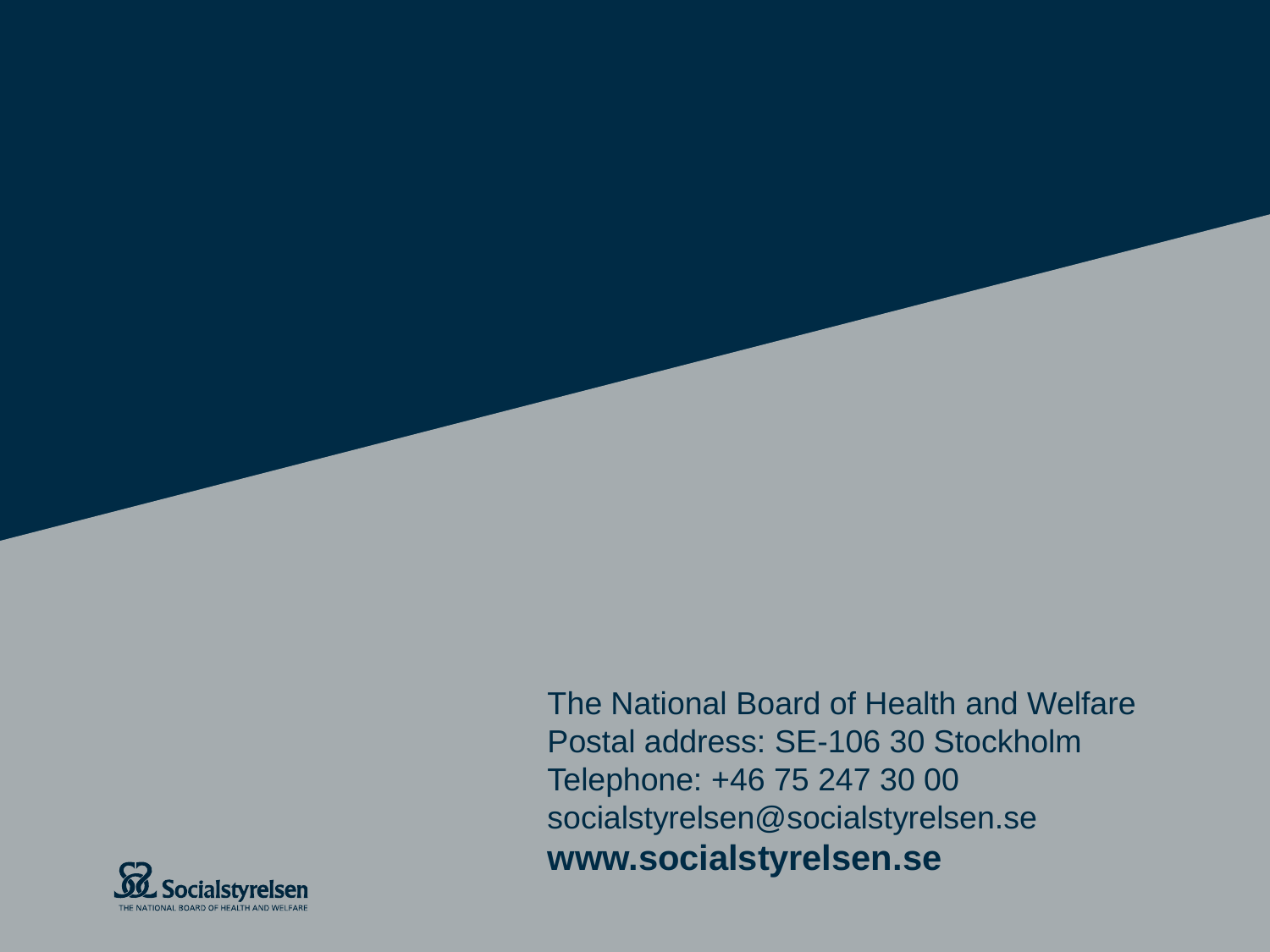The National Board of Health and Welfare
Postal address: SE-106 30 Stockholm
Telephone: +46 75 247 30 00
socialstyrelsen@socialstyrelsen.se
**www.socialstyrelsen.se**

Socialstyrelsen
THE NATIONAL BOARD OF HEALTH AND WELFARE